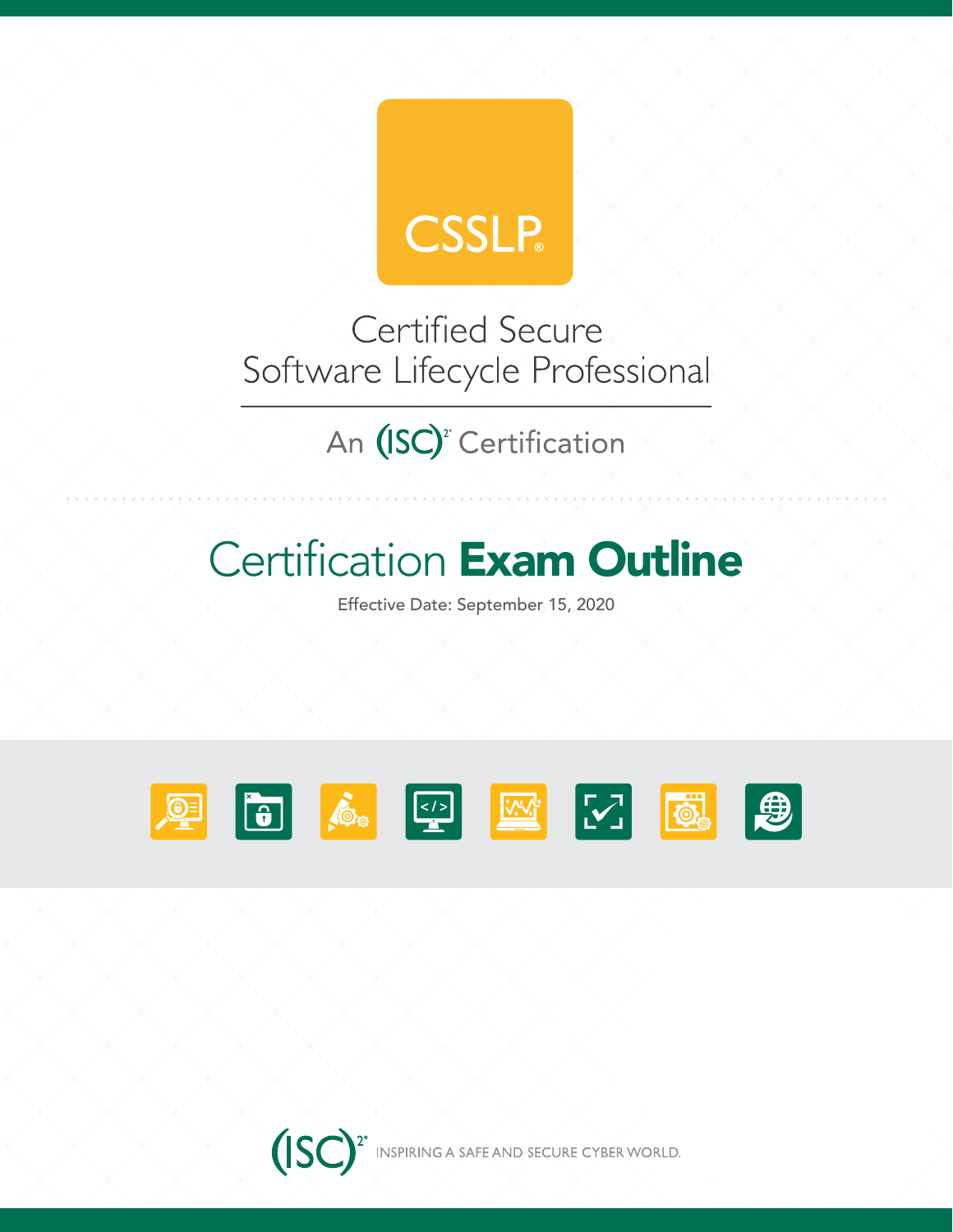# CSSLP®

## Certified Secure Software Lifecycle Professional

An (ISC)² Certification

# Certification **Exam Outline**

Effective Date: September 15, 2020

(ISC)² INSPIRING A SAFE AND SECURE CYBER WORLD.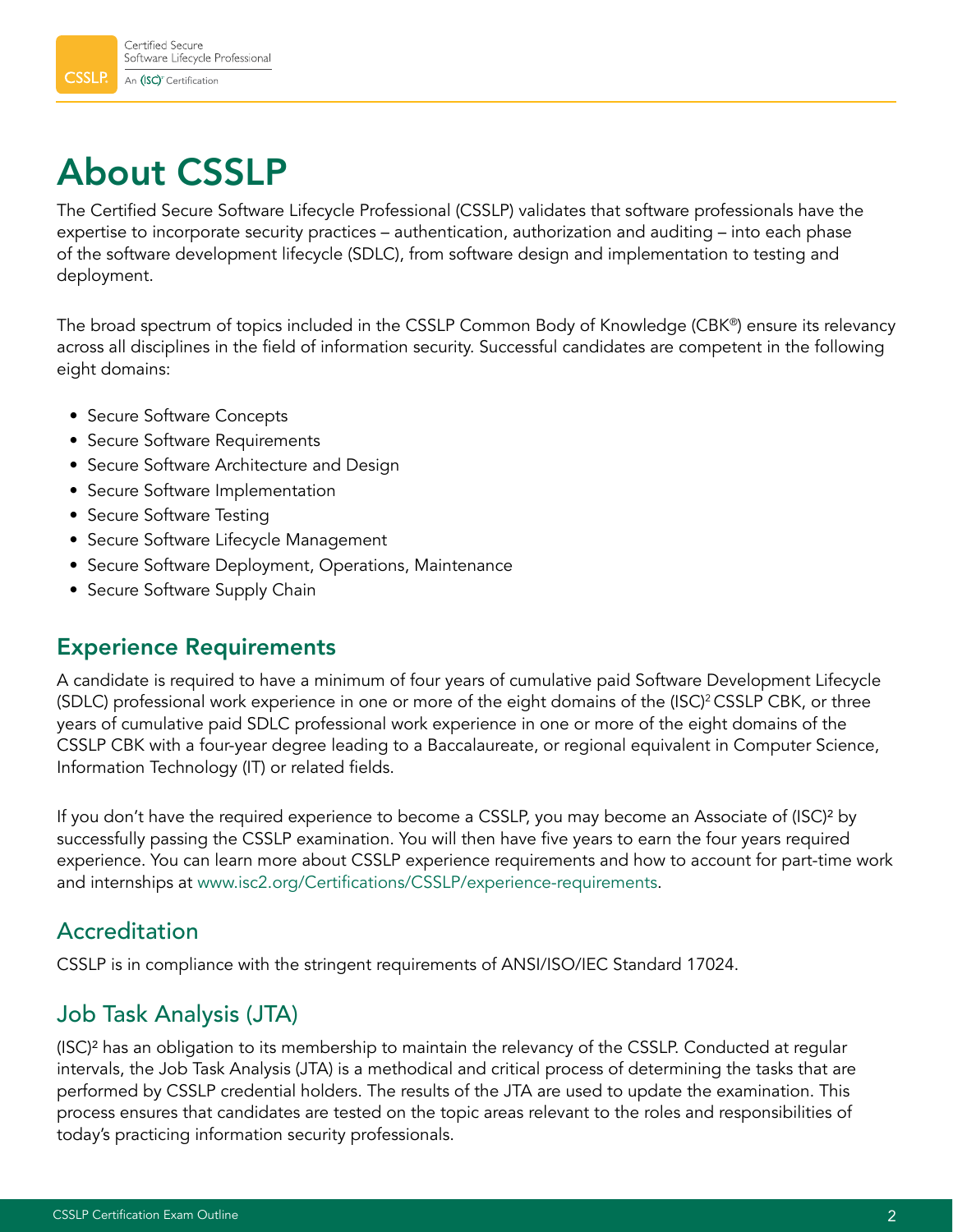# About CSSLP

The Certified Secure Software Lifecycle Professional (CSSLP) validates that software professionals have the expertise to incorporate security practices – authentication, authorization and auditing – into each phase of the software development lifecycle (SDLC), from software design and implementation to testing and deployment.

The broad spectrum of topics included in the CSSLP Common Body of Knowledge (CBK®) ensure its relevancy across all disciplines in the field of information security. Successful candidates are competent in the following eight domains:

- Secure Software Concepts
- Secure Software Requirements
- Secure Software Architecture and Design
- Secure Software Implementation
- Secure Software Testing
- Secure Software Lifecycle Management
- Secure Software Deployment, Operations, Maintenance
- Secure Software Supply Chain

## Experience Requirements

A candidate is required to have a minimum of four years of cumulative paid Software Development Lifecycle (SDLC) professional work experience in one or more of the eight domains of the (ISC)² CSSLP CBK, or three years of cumulative paid SDLC professional work experience in one or more of the eight domains of the CSSLP CBK with a four-year degree leading to a Baccalaureate, or regional equivalent in Computer Science, Information Technology (IT) or related fields.

If you don't have the required experience to become a CSSLP, you may become an Associate of (ISC)² by successfully passing the CSSLP examination. You will then have five years to earn the four years required experience. You can learn more about CSSLP experience requirements and how to account for part-time work and internships at www.isc2.org/Certifications/CSSLP/experience-requirements.

## Accreditation

CSSLP is in compliance with the stringent requirements of ANSI/ISO/IEC Standard 17024.

## Job Task Analysis (JTA)

(ISC)² has an obligation to its membership to maintain the relevancy of the CSSLP. Conducted at regular intervals, the Job Task Analysis (JTA) is a methodical and critical process of determining the tasks that are performed by CSSLP credential holders. The results of the JTA are used to update the examination. This process ensures that candidates are tested on the topic areas relevant to the roles and responsibilities of today's practicing information security professionals.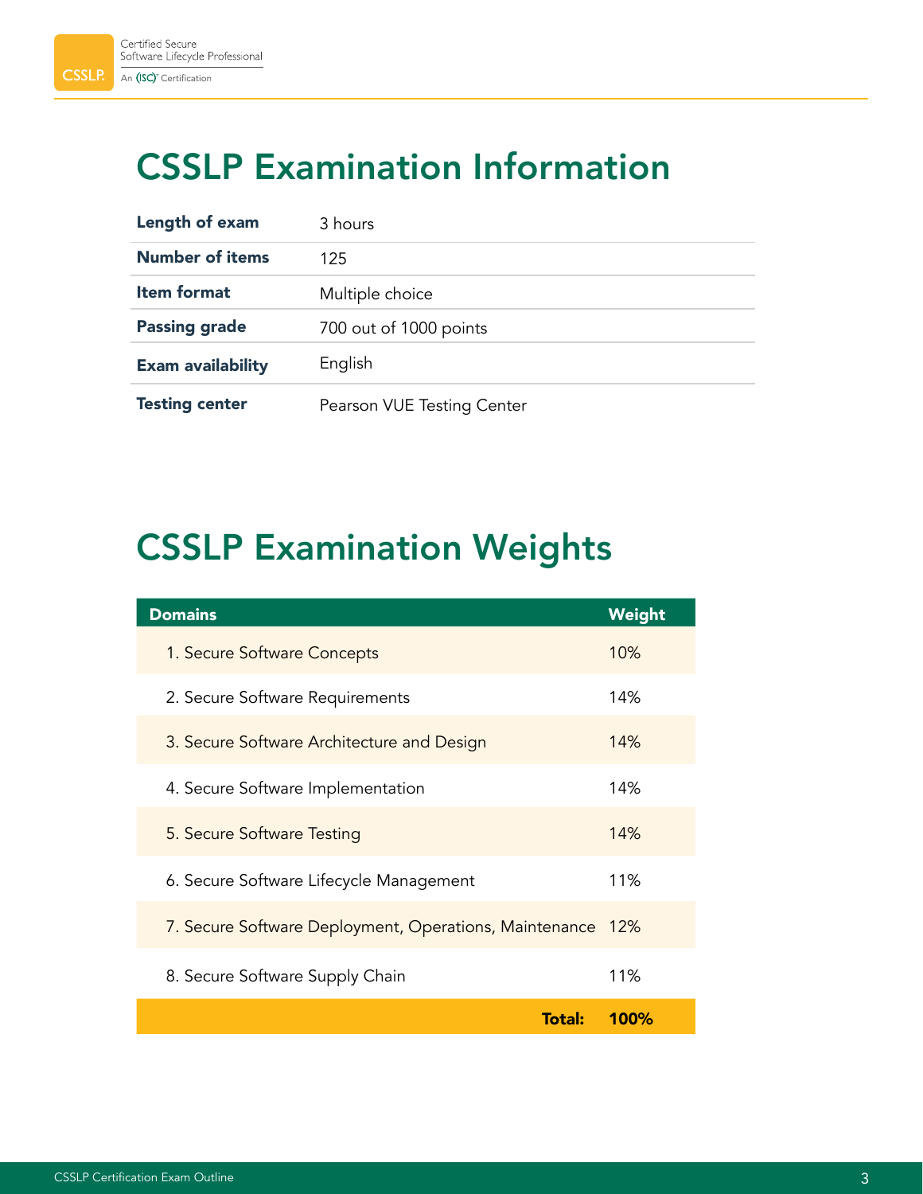# CSSLP Examination Information

| | |
|---|---|
| **Length of exam** | 3 hours |
| **Number of items** | 125 |
| **Item format** | Multiple choice |
| **Passing grade** | 700 out of 1000 points |
| **Exam availability** | English |
| **Testing center** | Pearson VUE Testing Center |

# CSSLP Examination Weights

| Domains | Weight |
|---|---|
| 1. Secure Software Concepts | 10% |
| 2. Secure Software Requirements | 14% |
| 3. Secure Software Architecture and Design | 14% |
| 4. Secure Software Implementation | 14% |
| 5. Secure Software Testing | 14% |
| 6. Secure Software Lifecycle Management | 11% |
| 7. Secure Software Deployment, Operations, Maintenance | 12% |
| 8. Secure Software Supply Chain | 11% |
| **Total:** | **100%** |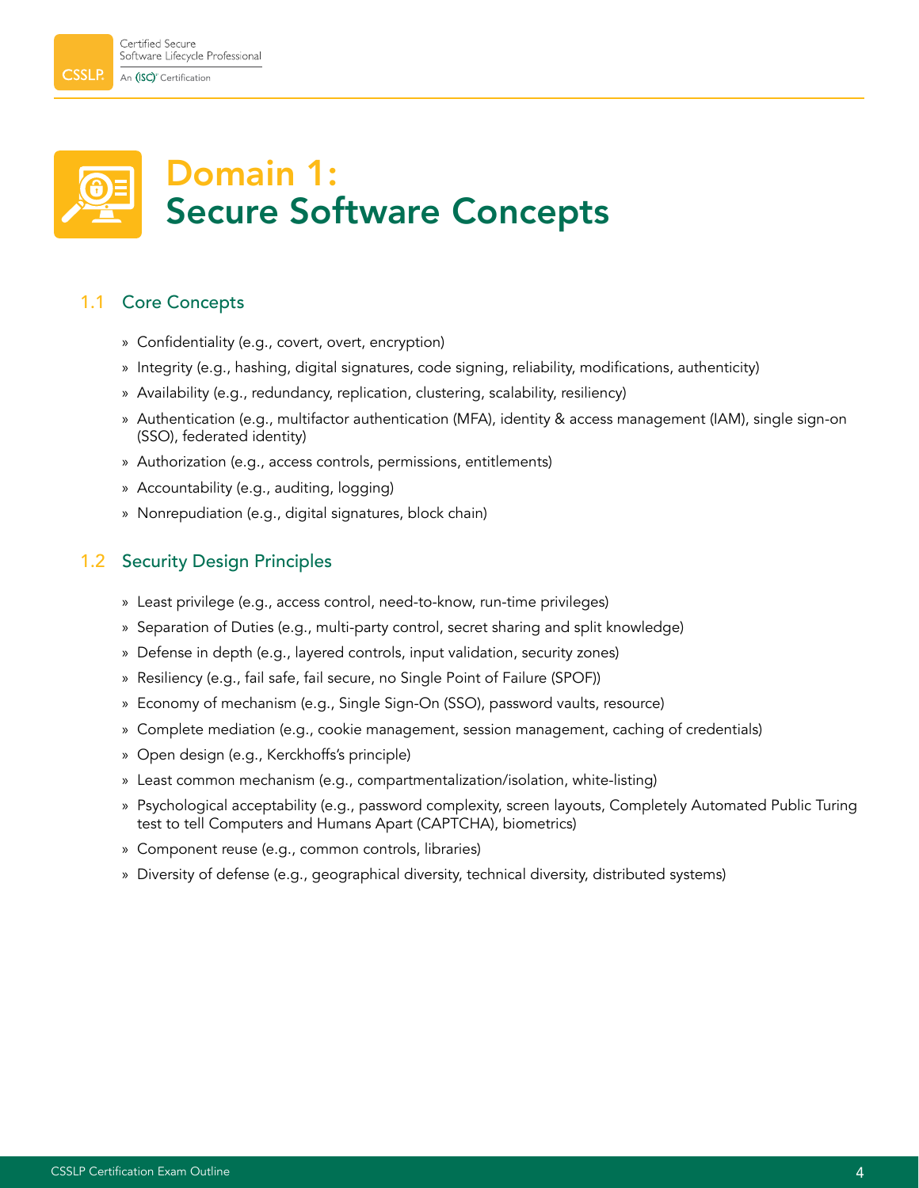# Domain 1: Secure Software Concepts

## 1.1 Core Concepts

- Confidentiality (e.g., covert, overt, encryption)
- Integrity (e.g., hashing, digital signatures, code signing, reliability, modifications, authenticity)
- Availability (e.g., redundancy, replication, clustering, scalability, resiliency)
- Authentication (e.g., multifactor authentication (MFA), identity & access management (IAM), single sign-on (SSO), federated identity)
- Authorization (e.g., access controls, permissions, entitlements)
- Accountability (e.g., auditing, logging)
- Nonrepudiation (e.g., digital signatures, block chain)

## 1.2 Security Design Principles

- Least privilege (e.g., access control, need-to-know, run-time privileges)
- Separation of Duties (e.g., multi-party control, secret sharing and split knowledge)
- Defense in depth (e.g., layered controls, input validation, security zones)
- Resiliency (e.g., fail safe, fail secure, no Single Point of Failure (SPOF))
- Economy of mechanism (e.g., Single Sign-On (SSO), password vaults, resource)
- Complete mediation (e.g., cookie management, session management, caching of credentials)
- Open design (e.g., Kerckhoffs's principle)
- Least common mechanism (e.g., compartmentalization/isolation, white-listing)
- Psychological acceptability (e.g., password complexity, screen layouts, Completely Automated Public Turing test to tell Computers and Humans Apart (CAPTCHA), biometrics)
- Component reuse (e.g., common controls, libraries)
- Diversity of defense (e.g., geographical diversity, technical diversity, distributed systems)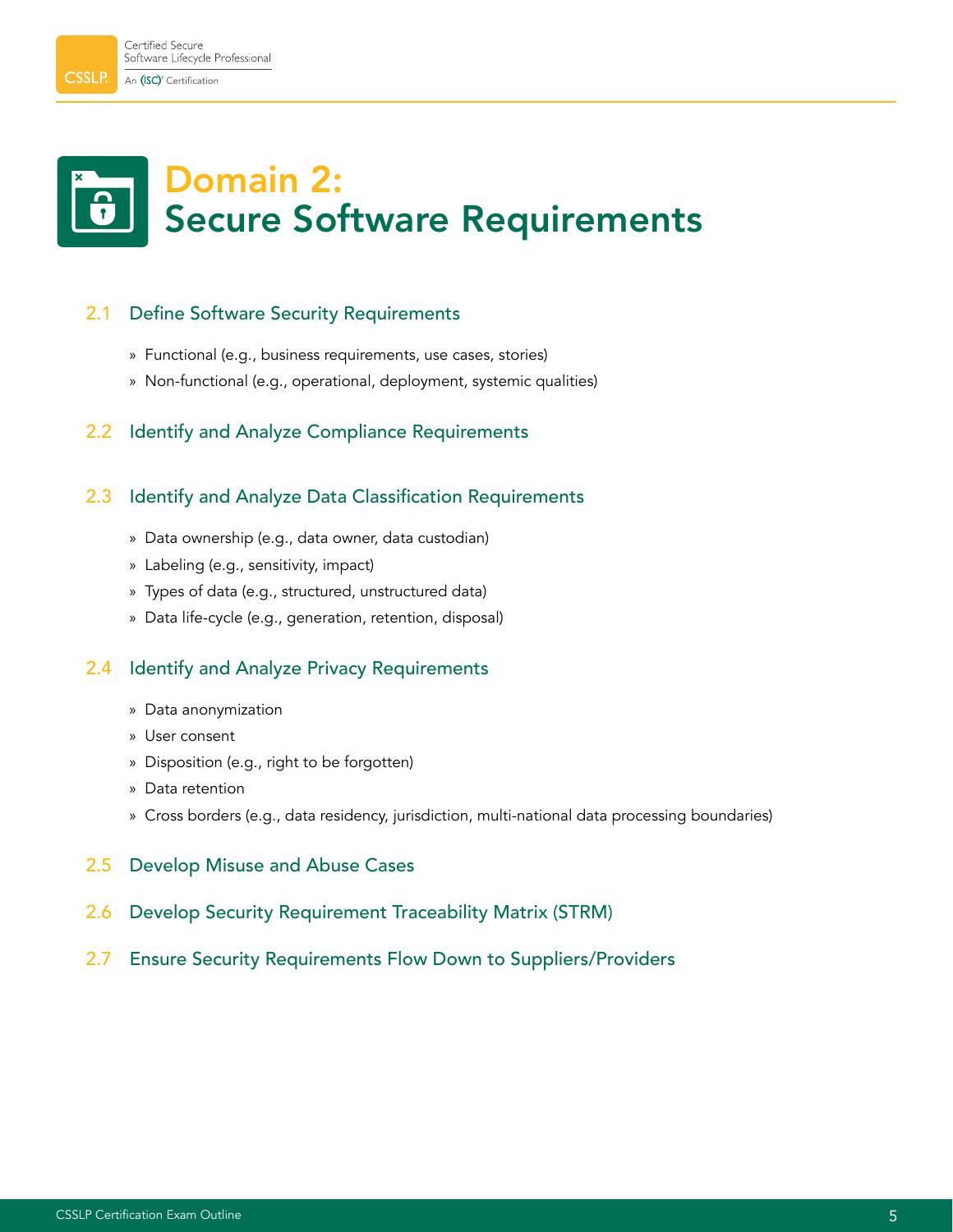# Domain 2: Secure Software Requirements

## 2.1 Define Software Security Requirements

- Functional (e.g., business requirements, use cases, stories)
- Non-functional (e.g., operational, deployment, systemic qualities)

## 2.2 Identify and Analyze Compliance Requirements

## 2.3 Identify and Analyze Data Classification Requirements

- Data ownership (e.g., data owner, data custodian)
- Labeling (e.g., sensitivity, impact)
- Types of data (e.g., structured, unstructured data)
- Data life-cycle (e.g., generation, retention, disposal)

## 2.4 Identify and Analyze Privacy Requirements

- Data anonymization
- User consent
- Disposition (e.g., right to be forgotten)
- Data retention
- Cross borders (e.g., data residency, jurisdiction, multi-national data processing boundaries)

## 2.5 Develop Misuse and Abuse Cases

## 2.6 Develop Security Requirement Traceability Matrix (STRM)

## 2.7 Ensure Security Requirements Flow Down to Suppliers/Providers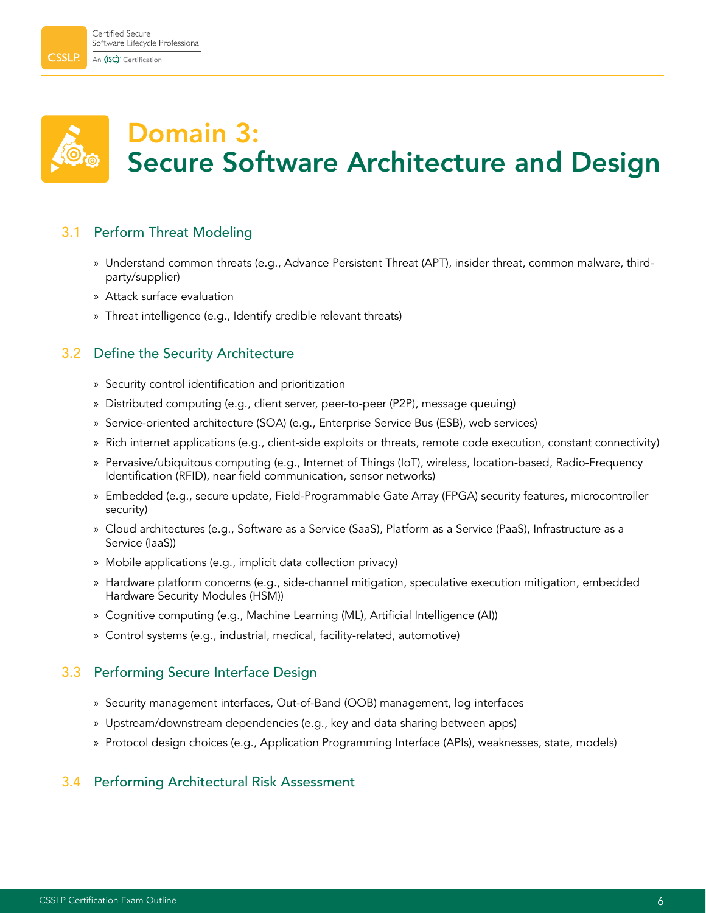# Domain 3: Secure Software Architecture and Design

## 3.1 Perform Threat Modeling

- Understand common threats (e.g., Advance Persistent Threat (APT), insider threat, common malware, third-party/supplier)
- Attack surface evaluation
- Threat intelligence (e.g., Identify credible relevant threats)

## 3.2 Define the Security Architecture

- Security control identification and prioritization
- Distributed computing (e.g., client server, peer-to-peer (P2P), message queuing)
- Service-oriented architecture (SOA) (e.g., Enterprise Service Bus (ESB), web services)
- Rich internet applications (e.g., client-side exploits or threats, remote code execution, constant connectivity)
- Pervasive/ubiquitous computing (e.g., Internet of Things (IoT), wireless, location-based, Radio-Frequency Identification (RFID), near field communication, sensor networks)
- Embedded (e.g., secure update, Field-Programmable Gate Array (FPGA) security features, microcontroller security)
- Cloud architectures (e.g., Software as a Service (SaaS), Platform as a Service (PaaS), Infrastructure as a Service (IaaS))
- Mobile applications (e.g., implicit data collection privacy)
- Hardware platform concerns (e.g., side-channel mitigation, speculative execution mitigation, embedded Hardware Security Modules (HSM))
- Cognitive computing (e.g., Machine Learning (ML), Artificial Intelligence (AI))
- Control systems (e.g., industrial, medical, facility-related, automotive)

## 3.3 Performing Secure Interface Design

- Security management interfaces, Out-of-Band (OOB) management, log interfaces
- Upstream/downstream dependencies (e.g., key and data sharing between apps)
- Protocol design choices (e.g., Application Programming Interface (APIs), weaknesses, state, models)

## 3.4 Performing Architectural Risk Assessment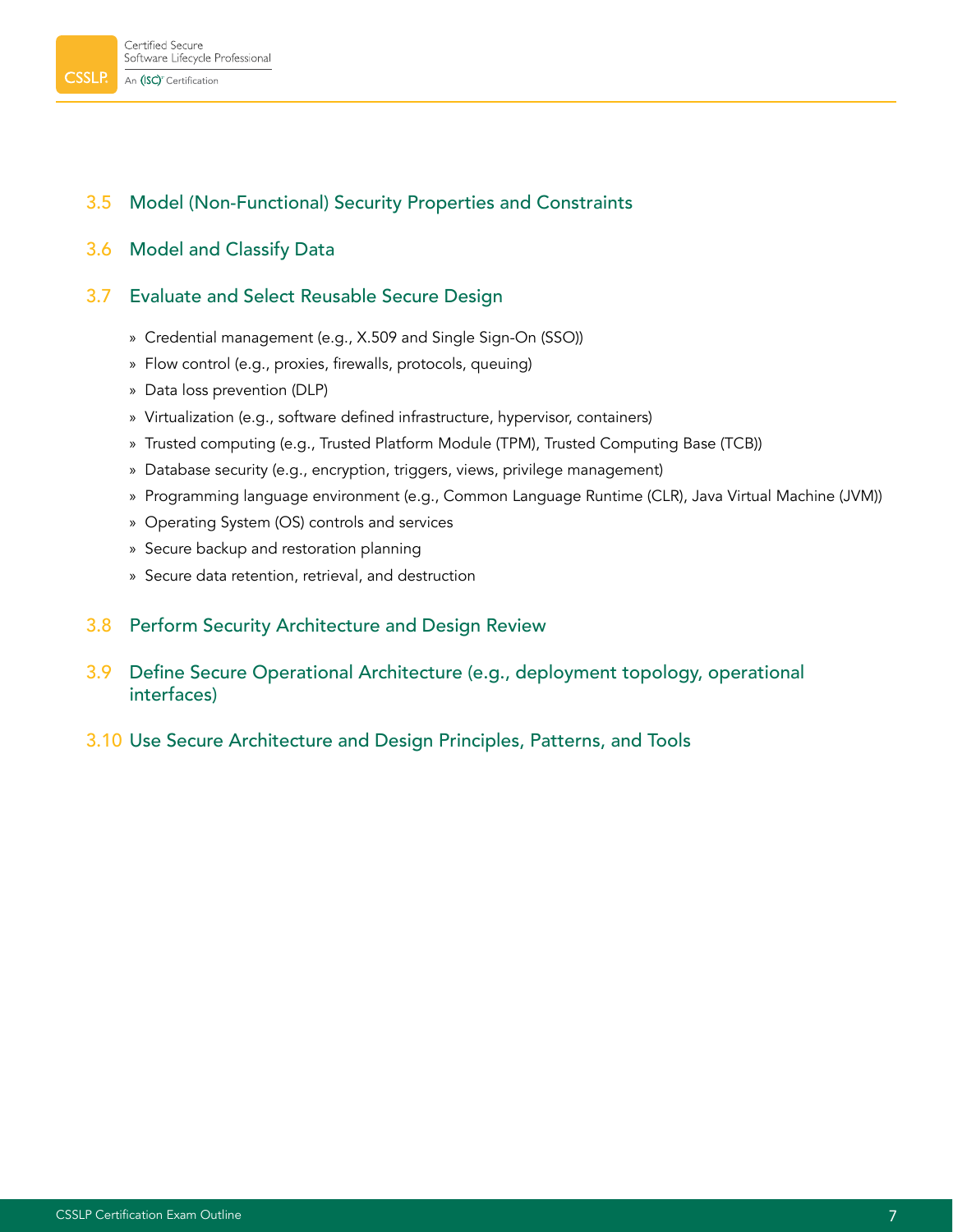### 3.5 Model (Non-Functional) Security Properties and Constraints

### 3.6 Model and Classify Data

### 3.7 Evaluate and Select Reusable Secure Design

- Credential management (e.g., X.509 and Single Sign-On (SSO))
- Flow control (e.g., proxies, firewalls, protocols, queuing)
- Data loss prevention (DLP)
- Virtualization (e.g., software defined infrastructure, hypervisor, containers)
- Trusted computing (e.g., Trusted Platform Module (TPM), Trusted Computing Base (TCB))
- Database security (e.g., encryption, triggers, views, privilege management)
- Programming language environment (e.g., Common Language Runtime (CLR), Java Virtual Machine (JVM))
- Operating System (OS) controls and services
- Secure backup and restoration planning
- Secure data retention, retrieval, and destruction

### 3.8 Perform Security Architecture and Design Review

### 3.9 Define Secure Operational Architecture (e.g., deployment topology, operational interfaces)

### 3.10 Use Secure Architecture and Design Principles, Patterns, and Tools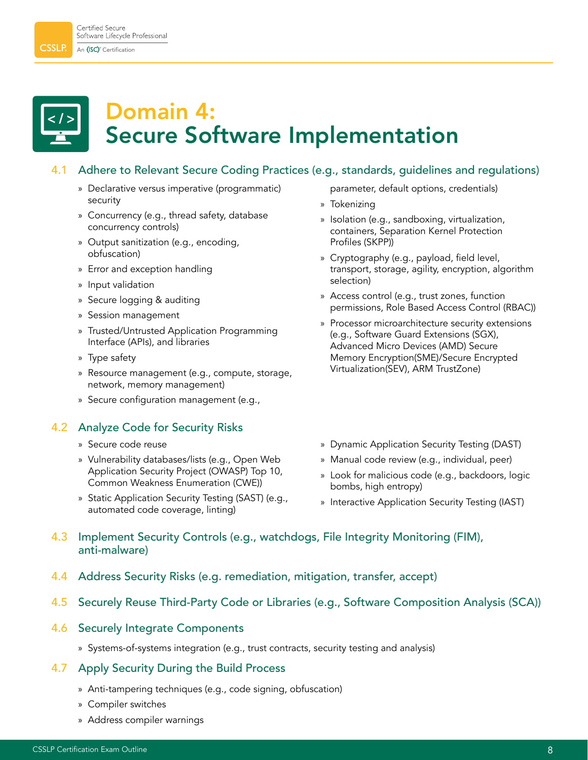# Domain 4: Secure Software Implementation

## 4.1 Adhere to Relevant Secure Coding Practices (e.g., standards, guidelines and regulations)

- Declarative versus imperative (programmatic) security
- Concurrency (e.g., thread safety, database concurrency controls)
- Output sanitization (e.g., encoding, obfuscation)
- Error and exception handling
- Input validation
- Secure logging & auditing
- Session management
- Trusted/Untrusted Application Programming Interface (APIs), and libraries
- Type safety
- Resource management (e.g., compute, storage, network, memory management)
- Secure configuration management (e.g., parameter, default options, credentials)
- Tokenizing
- Isolation (e.g., sandboxing, virtualization, containers, Separation Kernel Protection Profiles (SKPP))
- Cryptography (e.g., payload, field level, transport, storage, agility, encryption, algorithm selection)
- Access control (e.g., trust zones, function permissions, Role Based Access Control (RBAC))
- Processor microarchitecture security extensions (e.g., Software Guard Extensions (SGX), Advanced Micro Devices (AMD) Secure Memory Encryption(SME)/Secure Encrypted Virtualization(SEV), ARM TrustZone)

## 4.2 Analyze Code for Security Risks

- Secure code reuse
- Vulnerability databases/lists (e.g., Open Web Application Security Project (OWASP) Top 10, Common Weakness Enumeration (CWE))
- Static Application Security Testing (SAST) (e.g., automated code coverage, linting)
- Dynamic Application Security Testing (DAST)
- Manual code review (e.g., individual, peer)
- Look for malicious code (e.g., backdoors, logic bombs, high entropy)
- Interactive Application Security Testing (IAST)

## 4.3 Implement Security Controls (e.g., watchdogs, File Integrity Monitoring (FIM), anti-malware)

## 4.4 Address Security Risks (e.g. remediation, mitigation, transfer, accept)

## 4.5 Securely Reuse Third-Party Code or Libraries (e.g., Software Composition Analysis (SCA))

## 4.6 Securely Integrate Components

- Systems-of-systems integration (e.g., trust contracts, security testing and analysis)

## 4.7 Apply Security During the Build Process

- Anti-tampering techniques (e.g., code signing, obfuscation)
- Compiler switches
- Address compiler warnings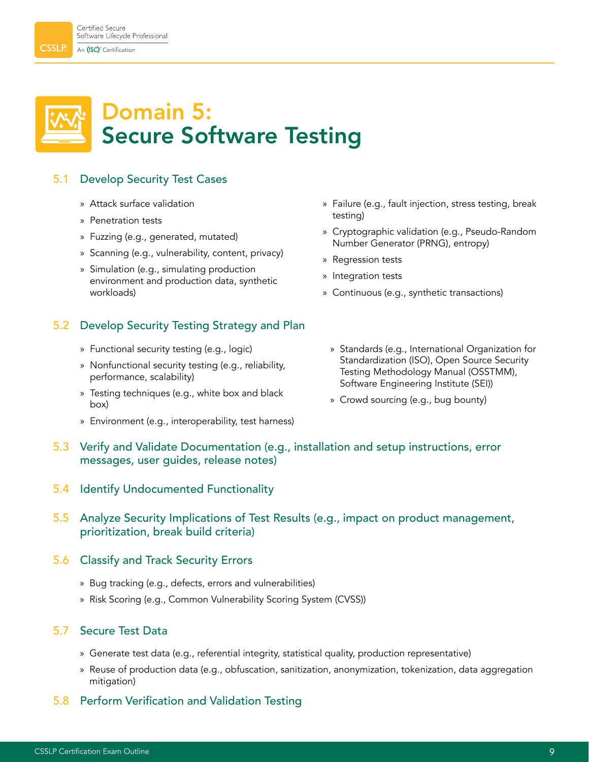# Domain 5: Secure Software Testing

## 5.1 Develop Security Test Cases

- Attack surface validation
- Penetration tests
- Fuzzing (e.g., generated, mutated)
- Scanning (e.g., vulnerability, content, privacy)
- Simulation (e.g., simulating production environment and production data, synthetic workloads)
- Failure (e.g., fault injection, stress testing, break testing)
- Cryptographic validation (e.g., Pseudo-Random Number Generator (PRNG), entropy)
- Regression tests
- Integration tests
- Continuous (e.g., synthetic transactions)

## 5.2 Develop Security Testing Strategy and Plan

- Functional security testing (e.g., logic)
- Nonfunctional security testing (e.g., reliability, performance, scalability)
- Testing techniques (e.g., white box and black box)
- Environment (e.g., interoperability, test harness)
- Standards (e.g., International Organization for Standardization (ISO), Open Source Security Testing Methodology Manual (OSSTMM), Software Engineering Institute (SEI))
- Crowd sourcing (e.g., bug bounty)

## 5.3 Verify and Validate Documentation (e.g., installation and setup instructions, error messages, user guides, release notes)

## 5.4 Identify Undocumented Functionality

## 5.5 Analyze Security Implications of Test Results (e.g., impact on product management, prioritization, break build criteria)

## 5.6 Classify and Track Security Errors

- Bug tracking (e.g., defects, errors and vulnerabilities)
- Risk Scoring (e.g., Common Vulnerability Scoring System (CVSS))

## 5.7 Secure Test Data

- Generate test data (e.g., referential integrity, statistical quality, production representative)
- Reuse of production data (e.g., obfuscation, sanitization, anonymization, tokenization, data aggregation mitigation)

## 5.8 Perform Verification and Validation Testing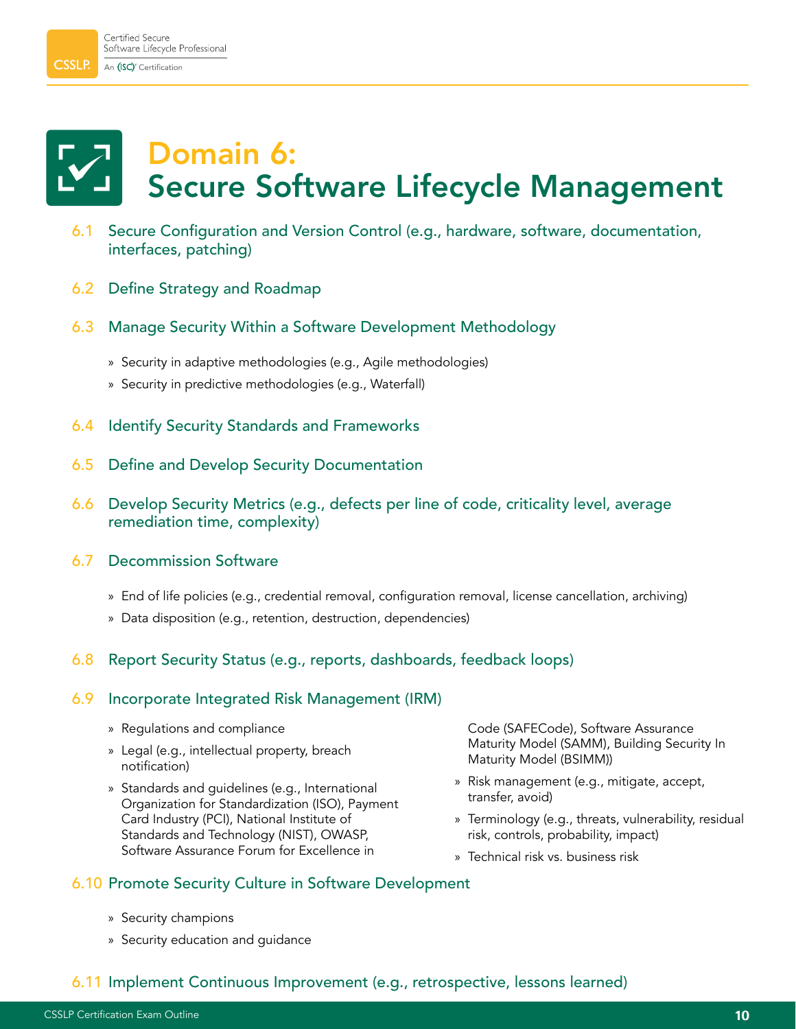# Domain 6: Secure Software Lifecycle Management

## 6.1 Secure Configuration and Version Control (e.g., hardware, software, documentation, interfaces, patching)

## 6.2 Define Strategy and Roadmap

## 6.3 Manage Security Within a Software Development Methodology

- Security in adaptive methodologies (e.g., Agile methodologies)
- Security in predictive methodologies (e.g., Waterfall)

## 6.4 Identify Security Standards and Frameworks

## 6.5 Define and Develop Security Documentation

## 6.6 Develop Security Metrics (e.g., defects per line of code, criticality level, average remediation time, complexity)

## 6.7 Decommission Software

- End of life policies (e.g., credential removal, configuration removal, license cancellation, archiving)
- Data disposition (e.g., retention, destruction, dependencies)

## 6.8 Report Security Status (e.g., reports, dashboards, feedback loops)

## 6.9 Incorporate Integrated Risk Management (IRM)

- Regulations and compliance
- Legal (e.g., intellectual property, breach notification)
- Standards and guidelines (e.g., International Organization for Standardization (ISO), Payment Card Industry (PCI), National Institute of Standards and Technology (NIST), OWASP, Software Assurance Forum for Excellence in Code (SAFECode), Software Assurance Maturity Model (SAMM), Building Security In Maturity Model (BSIMM))
- Risk management (e.g., mitigate, accept, transfer, avoid)
- Terminology (e.g., threats, vulnerability, residual risk, controls, probability, impact)
- Technical risk vs. business risk

## 6.10 Promote Security Culture in Software Development

- Security champions
- Security education and guidance

## 6.11 Implement Continuous Improvement (e.g., retrospective, lessons learned)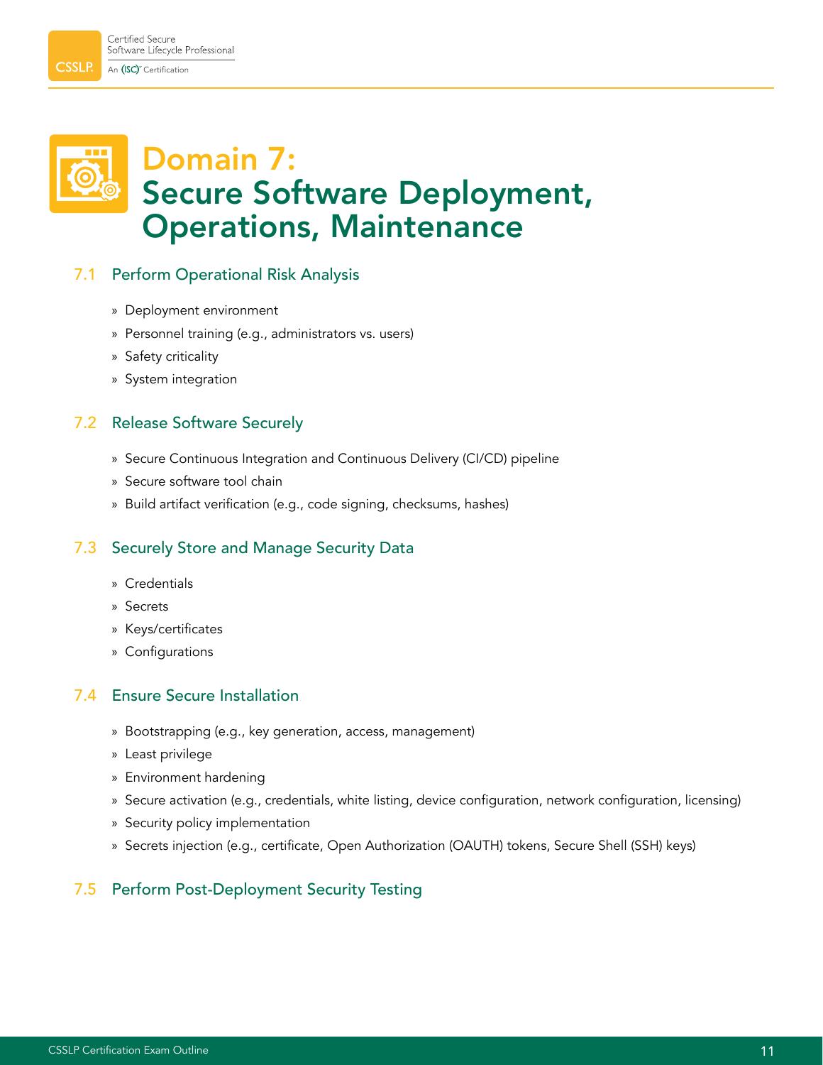# Domain 7: Secure Software Deployment, Operations, Maintenance

## 7.1 Perform Operational Risk Analysis

- Deployment environment
- Personnel training (e.g., administrators vs. users)
- Safety criticality
- System integration

## 7.2 Release Software Securely

- Secure Continuous Integration and Continuous Delivery (CI/CD) pipeline
- Secure software tool chain
- Build artifact verification (e.g., code signing, checksums, hashes)

## 7.3 Securely Store and Manage Security Data

- Credentials
- Secrets
- Keys/certificates
- Configurations

## 7.4 Ensure Secure Installation

- Bootstrapping (e.g., key generation, access, management)
- Least privilege
- Environment hardening
- Secure activation (e.g., credentials, white listing, device configuration, network configuration, licensing)
- Security policy implementation
- Secrets injection (e.g., certificate, Open Authorization (OAUTH) tokens, Secure Shell (SSH) keys)

## 7.5 Perform Post-Deployment Security Testing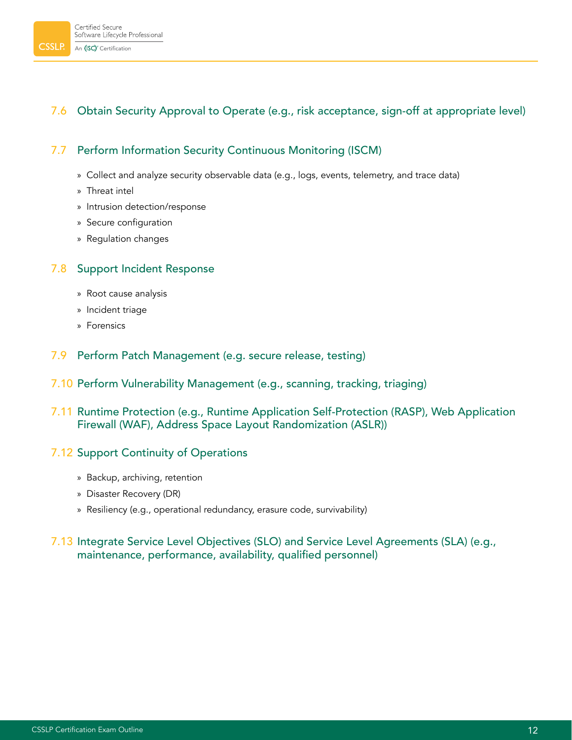## 7.6 Obtain Security Approval to Operate (e.g., risk acceptance, sign-off at appropriate level)

## 7.7 Perform Information Security Continuous Monitoring (ISCM)

- Collect and analyze security observable data (e.g., logs, events, telemetry, and trace data)
- Threat intel
- Intrusion detection/response
- Secure configuration
- Regulation changes

## 7.8 Support Incident Response

- Root cause analysis
- Incident triage
- Forensics

## 7.9 Perform Patch Management (e.g. secure release, testing)

## 7.10 Perform Vulnerability Management (e.g., scanning, tracking, triaging)

## 7.11 Runtime Protection (e.g., Runtime Application Self-Protection (RASP), Web Application Firewall (WAF), Address Space Layout Randomization (ASLR))

## 7.12 Support Continuity of Operations

- Backup, archiving, retention
- Disaster Recovery (DR)
- Resiliency (e.g., operational redundancy, erasure code, survivability)

## 7.13 Integrate Service Level Objectives (SLO) and Service Level Agreements (SLA) (e.g., maintenance, performance, availability, qualified personnel)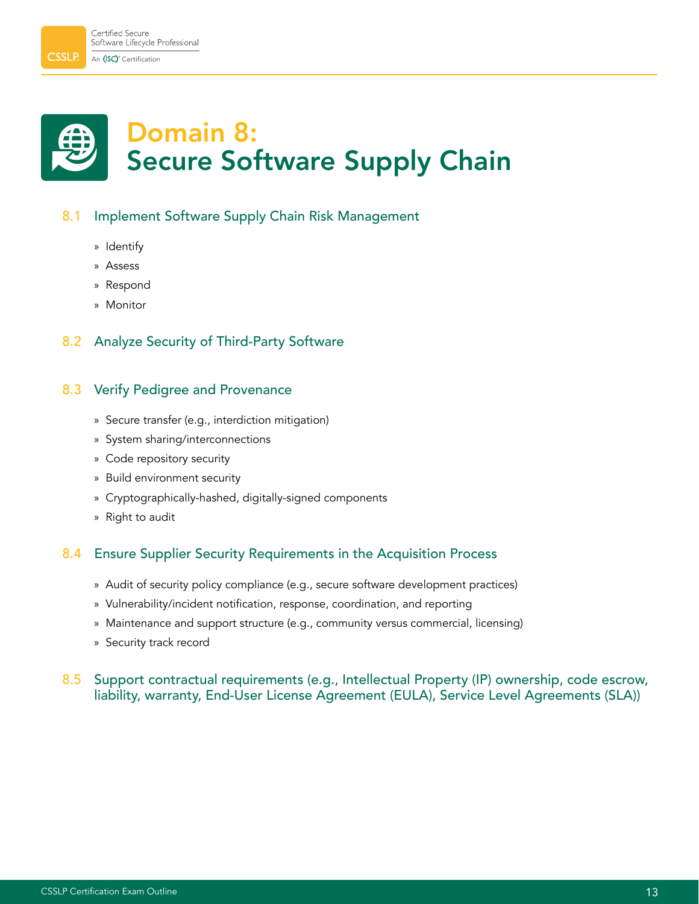# Domain 8: Secure Software Supply Chain

## 8.1 Implement Software Supply Chain Risk Management

- Identify
- Assess
- Respond
- Monitor

## 8.2 Analyze Security of Third-Party Software

## 8.3 Verify Pedigree and Provenance

- Secure transfer (e.g., interdiction mitigation)
- System sharing/interconnections
- Code repository security
- Build environment security
- Cryptographically-hashed, digitally-signed components
- Right to audit

## 8.4 Ensure Supplier Security Requirements in the Acquisition Process

- Audit of security policy compliance (e.g., secure software development practices)
- Vulnerability/incident notification, response, coordination, and reporting
- Maintenance and support structure (e.g., community versus commercial, licensing)
- Security track record

## 8.5 Support contractual requirements (e.g., Intellectual Property (IP) ownership, code escrow, liability, warranty, End-User License Agreement (EULA), Service Level Agreements (SLA))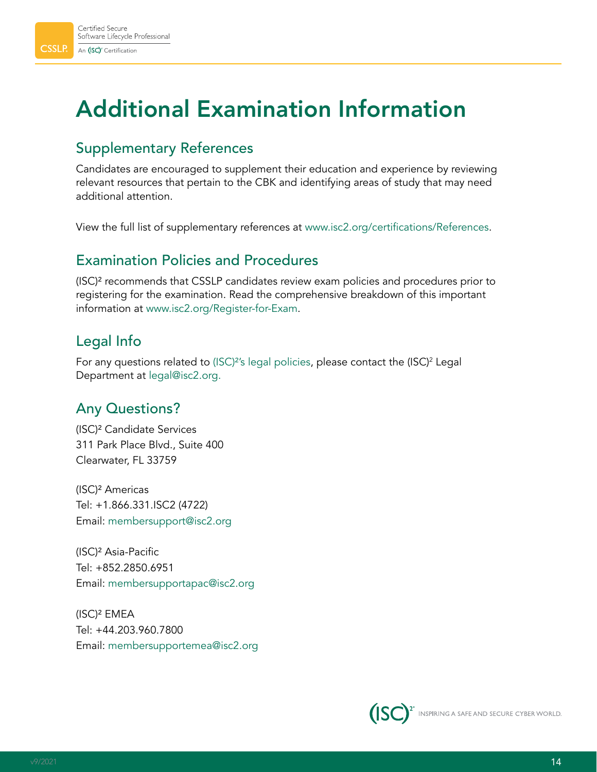# Additional Examination Information

## Supplementary References

Candidates are encouraged to supplement their education and experience by reviewing relevant resources that pertain to the CBK and identifying areas of study that may need additional attention.

View the full list of supplementary references at www.isc2.org/certifications/References.

## Examination Policies and Procedures

(ISC)² recommends that CSSLP candidates review exam policies and procedures prior to registering for the examination. Read the comprehensive breakdown of this important information at www.isc2.org/Register-for-Exam.

## Legal Info

For any questions related to (ISC)²'s legal policies, please contact the (ISC)² Legal Department at legal@isc2.org.

## Any Questions?

(ISC)² Candidate Services
311 Park Place Blvd., Suite 400
Clearwater, FL 33759

(ISC)² Americas
Tel: +1.866.331.ISC2 (4722)
Email: membersupport@isc2.org

(ISC)² Asia-Pacific
Tel: +852.2850.6951
Email: membersupportapac@isc2.org

(ISC)² EMEA
Tel: +44.203.960.7800
Email: membersupportemea@isc2.org

INSPIRING A SAFE AND SECURE CYBER WORLD.